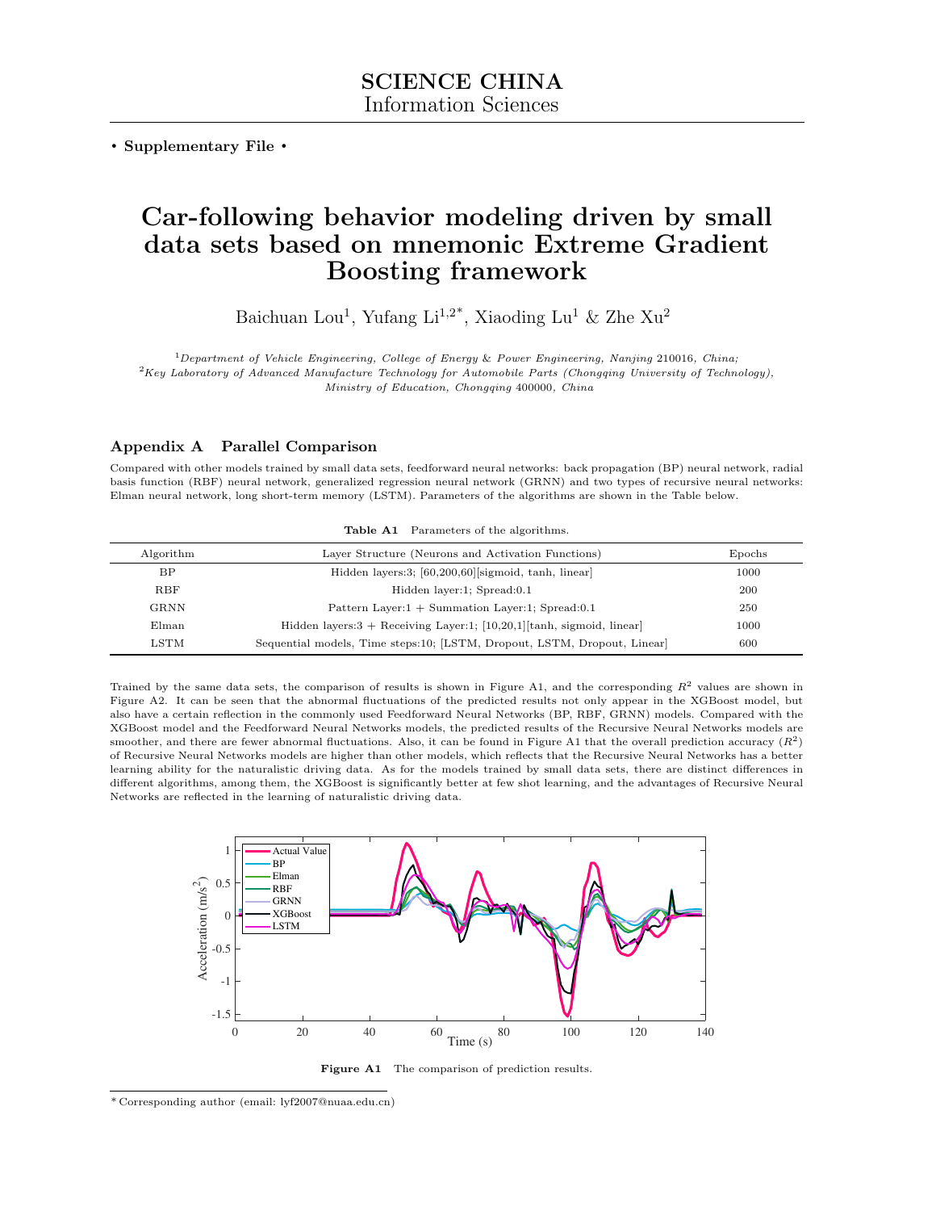SCIENCE CHINA
Information Sciences

• **Supplementary File** •

# Car-following behavior modeling driven by small data sets based on mnemonic Extreme Gradient Boosting framework

Baichuan Lou[1], Yufang Li[1,2*], Xiaoding Lu[1] & Zhe Xu[2]

[1]*Department of Vehicle Engineering, College of Energy & Power Engineering, Nanjing* 210016*, China;*
[2]*Key Laboratory of Advanced Manufacture Technology for Automobile Parts (Chongqing University of Technology), Ministry of Education, Chongqing* 400000*, China*

## Appendix A Parallel Comparison

Compared with other models trained by small data sets, feedforward neural networks: back propagation (BP) neural network, radial basis function (RBF) neural network, generalized regression neural network (GRNN) and two types of recursive neural networks: Elman neural network, long short-term memory (LSTM). Parameters of the algorithms are shown in the Table below.

**Table A1** Parameters of the algorithms.

| Algorithm | Layer Structure (Neurons and Activation Functions) | Epochs |
|---|---|---|
| BP | Hidden layers:3; [60,200,60][sigmoid, tanh, linear] | 1000 |
| RBF | Hidden layer:1; Spread:0.1 | 200 |
| GRNN | Pattern Layer:1 + Summation Layer:1; Spread:0.1 | 250 |
| Elman | Hidden layers:3 + Receiving Layer:1; [10,20,1][tanh, sigmoid, linear] | 1000 |
| LSTM | Sequential models, Time steps:10; [LSTM, Dropout, LSTM, Dropout, Linear] | 600 |

Trained by the same data sets, the comparison of results is shown in Figure A1, and the corresponding $R^2$ values are shown in Figure A2. It can be seen that the abnormal fluctuations of the predicted results not only appear in the XGBoost model, but also have a certain reflection in the commonly used Feedforward Neural Networks (BP, RBF, GRNN) models. Compared with the XGBoost model and the Feedforward Neural Networks models, the predicted results of the Recursive Neural Networks models are smoother, and there are fewer abnormal fluctuations. Also, it can be found in Figure A1 that the overall prediction accuracy ($R^2$) of Recursive Neural Networks models are higher than other models, which reflects that the Recursive Neural Networks has a better learning ability for the naturalistic driving data. As for the models trained by small data sets, there are distinct differences in different algorithms, among them, the XGBoost is significantly better at few shot learning, and the advantages of Recursive Neural Networks are reflected in the learning of naturalistic driving data.

**Figure A1** The comparison of prediction results.

* Corresponding author (email: lyf2007@nuaa.edu.cn)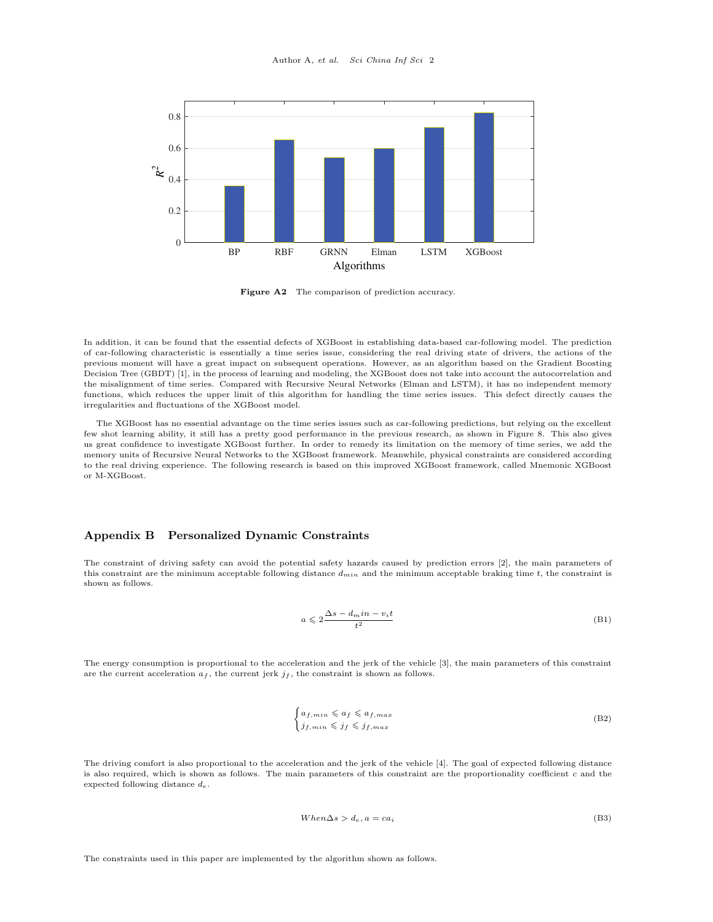Figure A2 The comparison of prediction accuracy.

In addition, it can be found that the essential defects of XGBoost in establishing data-based car-following model. The prediction of car-following characteristic is essentially a time series issue, considering the real driving state of drivers, the actions of the previous moment will have a great impact on subsequent operations. However, as an algorithm based on the Gradient Boosting Decision Tree (GBDT) [1], in the process of learning and modeling, the XGBoost does not take into account the autocorrelation and the misalignment of time series. Compared with Recursive Neural Networks (Elman and LSTM), it has no independent memory functions, which reduces the upper limit of this algorithm for handling the time series issues. This defect directly causes the irregularities and fluctuations of the XGBoost model.

The XGBoost has no essential advantage on the time series issues such as car-following predictions, but relying on the excellent few shot learning ability, it still has a pretty good performance in the previous research, as shown in Figure 8. This also gives us great confidence to investigate XGBoost further. In order to remedy its limitation on the memory of time series, we add the memory units of Recursive Neural Networks to the XGBoost framework. Meanwhile, physical constraints are considered according to the real driving experience. The following research is based on this improved XGBoost framework, called Mnemonic XGBoost or M-XGBoost.

## Appendix B Personalized Dynamic Constraints

The constraint of driving safety can avoid the potential safety hazards caused by prediction errors [2], the main parameters of this constraint are the minimum acceptable following distance $d_{min}$ and the minimum acceptable braking time $t$, the constraint is shown as follows.

$$a \leqslant 2\frac{\Delta s - d_min - v_i t}{t^2} \tag{B1}$$

The energy consumption is proportional to the acceleration and the jerk of the vehicle [3], the main parameters of this constraint are the current acceleration $a_f$, the current jerk $j_f$, the constraint is shown as follows.

$$\begin{cases} a_{f,min} \leqslant a_f \leqslant a_{f,max} \\ j_{f,min} \leqslant j_f \leqslant j_{f,max} \end{cases} \tag{B2}$$

The driving comfort is also proportional to the acceleration and the jerk of the vehicle [4]. The goal of expected following distance is also required, which is shown as follows. The main parameters of this constraint are the proportionality coefficient $c$ and the expected following distance $d_e$.

$$When \Delta s > d_e, a = ca_i \tag{B3}$$

The constraints used in this paper are implemented by the algorithm shown as follows.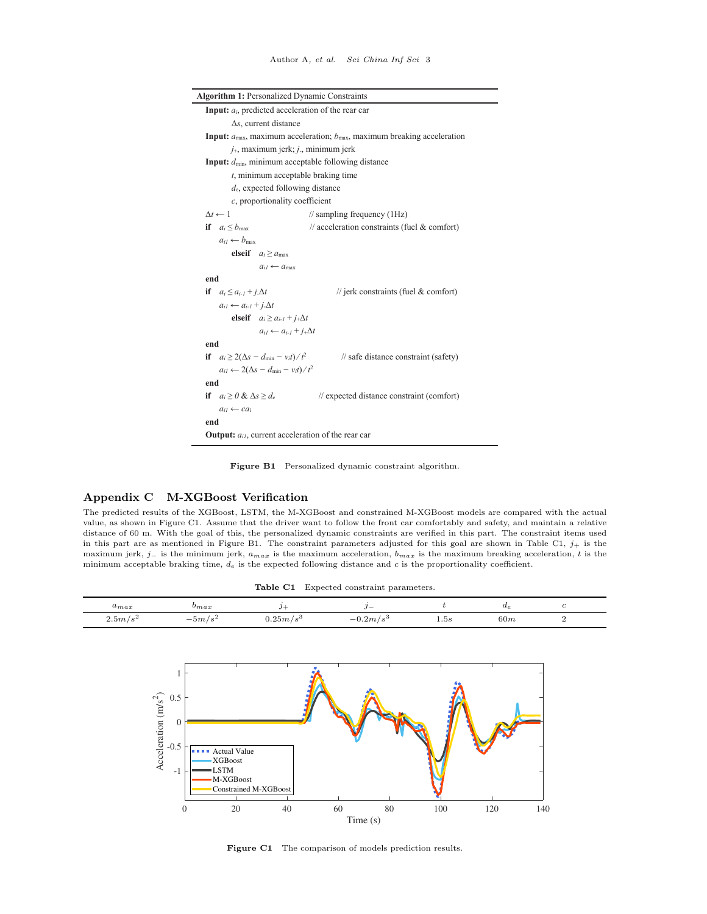**Algorithm 1:** Personalized Dynamic Constraints

**Input:** $a_i$, predicted acceleration of the rear car
  $\Delta s$, current distance
**Input:** $a_{\max}$, maximum acceleration; $b_{\max}$, maximum breaking acceleration
  $j_+$, maximum jerk; $j_-$, minimum jerk
**Input:** $d_{\min}$, minimum acceptable following distance
  $t$, minimum acceptable braking time
  $d_e$, expected following distance
  $c$, proportionality coefficient

```
Δt ← 1                                   // sampling frequency (1Hz)
if  a_i ≤ b_max                          // acceleration constraints (fuel & comfort)
    a_i1 ← b_max
    elseif  a_i ≥ a_max
        a_i1 ← a_max
end
if  a_i ≤ a_{i-1} + j_- Δt               // jerk constraints (fuel & comfort)
    a_i1 ← a_{i-1} + j_- Δt
    elseif  a_i ≥ a_{i-1} + j_+ Δt
        a_i1 ← a_{i-1} + j_+ Δt
end
if  a_i ≥ 2(Δs − d_min − v_i t) / t^2    // safe distance constraint (safety)
    a_i1 ← 2(Δs − d_min − v_i t) / t^2
end
if  a_i ≥ 0 & Δs ≥ d_e                   // expected distance constraint (comfort)
    a_i1 ← c a_i
end
```

**Output:** $a_{i1}$, current acceleration of the rear car

**Figure B1** Personalized dynamic constraint algorithm.

## Appendix C M-XGBoost Verification

The predicted results of the XGBoost, LSTM, the M-XGBoost and constrained M-XGBoost models are compared with the actual value, as shown in Figure C1. Assume that the driver want to follow the front car comfortably and safety, and maintain a relative distance of 60 m. With the goal of this, the personalized dynamic constraints are verified in this part. The constraint items used in this part are as mentioned in Figure B1. The constraint parameters adjusted for this goal are shown in Table C1, $j_+$ is the maximum jerk, $j_-$ is the minimum jerk, $a_{max}$ is the maximum acceleration, $b_{max}$ is the maximum breaking acceleration, $t$ is the minimum acceptable braking time, $d_e$ is the expected following distance and $c$ is the proportionality coefficient.

**Table C1** Expected constraint parameters.

| $a_{max}$ | $b_{max}$ | $j_+$ | $j_-$ | $t$ | $d_e$ | $c$ |
|---|---|---|---|---|---|---|
| $2.5m/s^2$ | $-5m/s^2$ | $0.25m/s^3$ | $-0.2m/s^3$ | $1.5s$ | $60m$ | 2 |

**Figure C1** The comparison of models prediction results.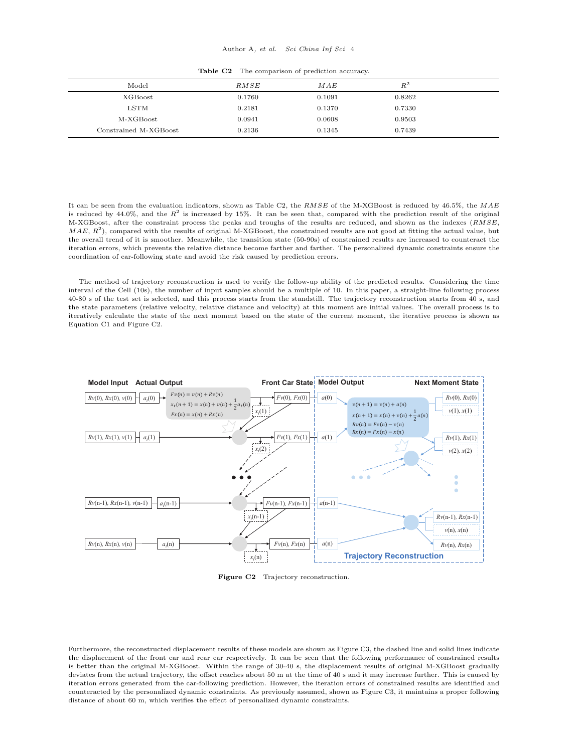**Table C2** The comparison of prediction accuracy.

| Model | $RMSE$ | $MAE$ | $R^2$ |
|---|---|---|---|
| XGBoost | 0.1760 | 0.1091 | 0.8262 |
| LSTM | 0.2181 | 0.1370 | 0.7330 |
| M-XGBoost | 0.0941 | 0.0608 | 0.9503 |
| Constrained M-XGBoost | 0.2136 | 0.1345 | 0.7439 |

It can be seen from the evaluation indicators, shown as Table C2, the $RMSE$ of the M-XGBoost is reduced by 46.5%, the $MAE$ is reduced by 44.0%, and the $R^2$ is increased by 15%. It can be seen that, compared with the prediction result of the original M-XGBoost, after the constraint process the peaks and troughs of the results are reduced, and shown as the indexes ($RMSE$, $MAE$, $R^2$), compared with the results of original M-XGBoost, the constrained results are not good at fitting the actual value, but the overall trend of it is smoother. Meanwhile, the transition state (50-90s) of constrained results are increased to counteract the iteration errors, which prevents the relative distance become farther and farther. The personalized dynamic constraints ensure the coordination of car-following state and avoid the risk caused by prediction errors.

The method of trajectory reconstruction is used to verify the follow-up ability of the predicted results. Considering the time interval of the Cell (10s), the number of input samples should be a multiple of 10. In this paper, a straight-line following process 40-80 s of the test set is selected, and this process starts from the standstill. The trajectory reconstruction starts from 40 s, and the state parameters (relative velocity, relative distance and velocity) at this moment are initial values. The overall process is to iteratively calculate the state of the next moment based on the state of the current moment, the iterative process is shown as Equation C1 and Figure C2.

Model Input | Actual Output | Front Car State | Model Output | Next Moment State

$$Fv(n) = v(n) + Rv(n)$$
$$x_t(n+1) = x(n) + v(n) + \frac{1}{2}a_t(n)$$
$$Fx(n) = x(n) + Rx(n)$$

$$v(n+1) = v(n) + a(n)$$
$$x(n+1) = x(n) + v(n) + \frac{1}{2}a(n)$$
$$Rv(n) = Fv(n) - v(n)$$
$$Rx(n) = Fx(n) - x(n)$$

Trajectory Reconstruction

**Figure C2** Trajectory reconstruction.

Furthermore, the reconstructed displacement results of these models are shown as Figure C3, the dashed line and solid lines indicate the displacement of the front car and rear car respectively. It can be seen that the following performance of constrained results is better than the original M-XGBoost. Within the range of 30-40 s, the displacement results of original M-XGBoost gradually deviates from the actual trajectory, the offset reaches about 50 m at the time of 40 s and it may increase further. This is caused by iteration errors generated from the car-following prediction. However, the iteration errors of constrained results are identified and counteracted by the personalized dynamic constraints. As previously assumed, shown as Figure C3, it maintains a proper following distance of about 60 m, which verifies the effect of personalized dynamic constraints.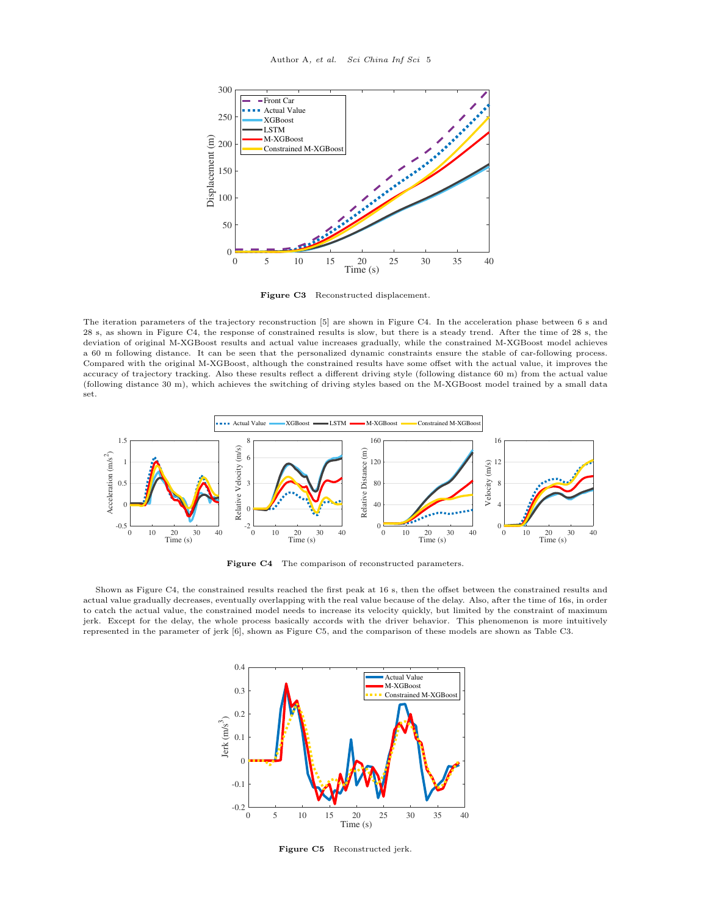**Figure C3** Reconstructed displacement.

The iteration parameters of the trajectory reconstruction [5] are shown in Figure C4. In the acceleration phase between 6 s and 28 s, as shown in Figure C4, the response of constrained results is slow, but there is a steady trend. After the time of 28 s, the deviation of original M-XGBoost results and actual value increases gradually, while the constrained M-XGBoost model achieves a 60 m following distance. It can be seen that the personalized dynamic constraints ensure the stable of car-following process. Compared with the original M-XGBoost, although the constrained results have some offset with the actual value, it improves the accuracy of trajectory tracking. Also these results reflect a different driving style (following distance 60 m) from the actual value (following distance 30 m), which achieves the switching of driving styles based on the M-XGBoost model trained by a small data set.

**Figure C4** The comparison of reconstructed parameters.

Shown as Figure C4, the constrained results reached the first peak at 16 s, then the offset between the constrained results and actual value gradually decreases, eventually overlapping with the real value because of the delay. Also, after the time of 16s, in order to catch the actual value, the constrained model needs to increase its velocity quickly, but limited by the constraint of maximum jerk. Except for the delay, the whole process basically accords with the driver behavior. This phenomenon is more intuitively represented in the parameter of jerk [6], shown as Figure C5, and the comparison of these models are shown as Table C3.

**Figure C5** Reconstructed jerk.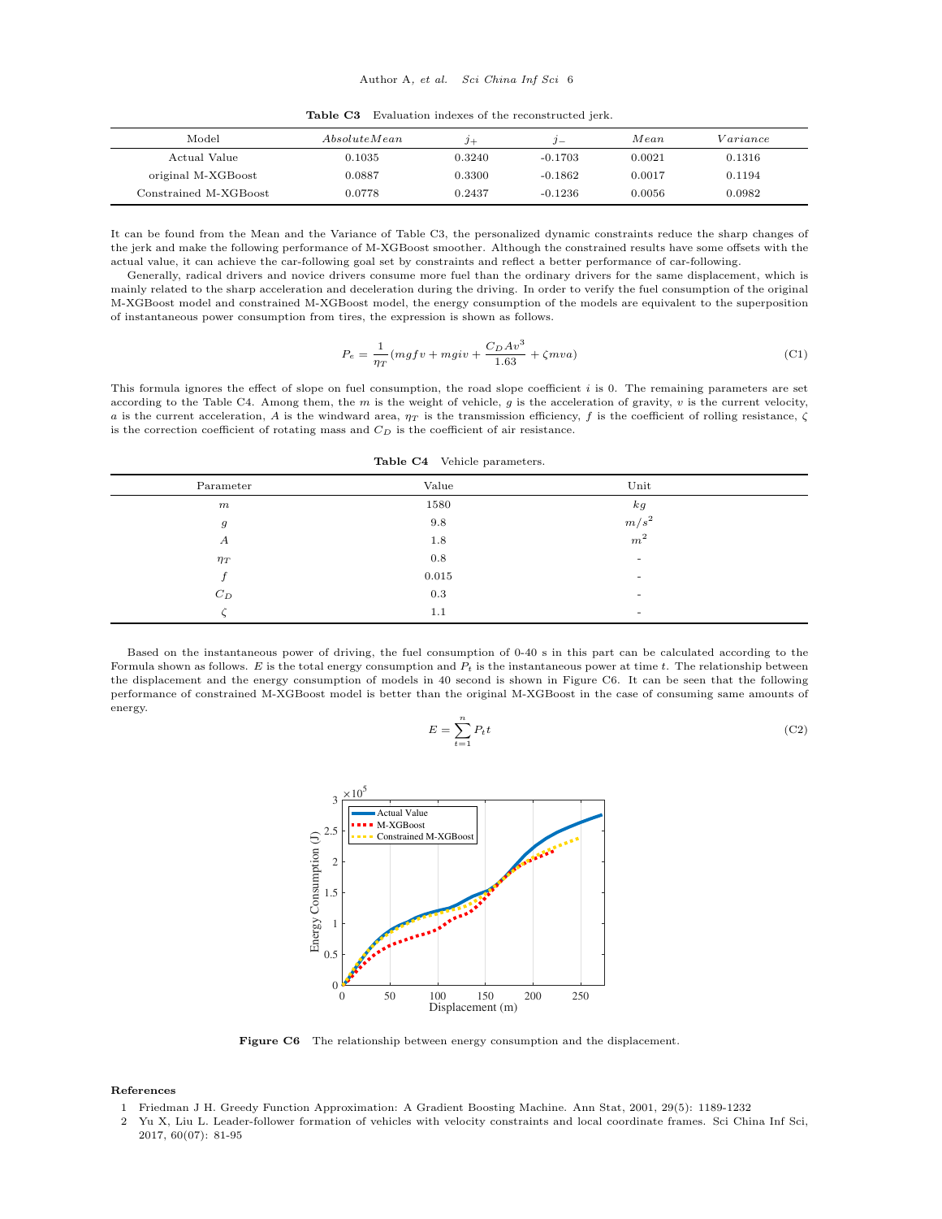**Table C3** Evaluation indexes of the reconstructed jerk.

| Model | $AbsoluteMean$ | $j_+$ | $j_-$ | $Mean$ | $Variance$ |
|---|---|---|---|---|---|
| Actual Value | 0.1035 | 0.3240 | -0.1703 | 0.0021 | 0.1316 |
| original M-XGBoost | 0.0887 | 0.3300 | -0.1862 | 0.0017 | 0.1194 |
| Constrained M-XGBoost | 0.0778 | 0.2437 | -0.1236 | 0.0056 | 0.0982 |

It can be found from the Mean and the Variance of Table C3, the personalized dynamic constraints reduce the sharp changes of the jerk and make the following performance of M-XGBoost smoother. Although the constrained results have some offsets with the actual value, it can achieve the car-following goal set by constraints and reflect a better performance of car-following.

Generally, radical drivers and novice drivers consume more fuel than the ordinary drivers for the same displacement, which is mainly related to the sharp acceleration and deceleration during the driving. In order to verify the fuel consumption of the original M-XGBoost model and constrained M-XGBoost model, the energy consumption of the models are equivalent to the superposition of instantaneous power consumption from tires, the expression is shown as follows.

$$P_e = \frac{1}{\eta_T}(mgfv + mgiv + \frac{C_D A v^3}{1.63} + \zeta mva) \tag{C1}$$

This formula ignores the effect of slope on fuel consumption, the road slope coefficient $i$ is 0. The remaining parameters are set according to the Table C4. Among them, the $m$ is the weight of vehicle, $g$ is the acceleration of gravity, $v$ is the current velocity, $a$ is the current acceleration, $A$ is the windward area, $\eta_T$ is the transmission efficiency, $f$ is the coefficient of rolling resistance, $\zeta$ is the correction coefficient of rotating mass and $C_D$ is the coefficient of air resistance.

**Table C4** Vehicle parameters.

| Parameter | Value | Unit |
|---|---|---|
| $m$ | 1580 | $kg$ |
| $g$ | 9.8 | $m/s^2$ |
| $A$ | 1.8 | $m^2$ |
| $\eta_T$ | 0.8 | - |
| $f$ | 0.015 | - |
| $C_D$ | 0.3 | - |
| $\zeta$ | 1.1 | - |

Based on the instantaneous power of driving, the fuel consumption of 0-40 s in this part can be calculated according to the Formula shown as follows. $E$ is the total energy consumption and $P_t$ is the instantaneous power at time $t$. The relationship between the displacement and the energy consumption of models in 40 second is shown in Figure C6. It can be seen that the following performance of constrained M-XGBoost model is better than the original M-XGBoost in the case of consuming same amounts of energy.

$$E = \sum_{t=1}^{n} P_t t \tag{C2}$$

**Figure C6** The relationship between energy consumption and the displacement.

## References

1 Friedman J H. Greedy Function Approximation: A Gradient Boosting Machine. Ann Stat, 2001, 29(5): 1189-1232

2 Yu X, Liu L. Leader-follower formation of vehicles with velocity constraints and local coordinate frames. Sci China Inf Sci, 2017, 60(07): 81-95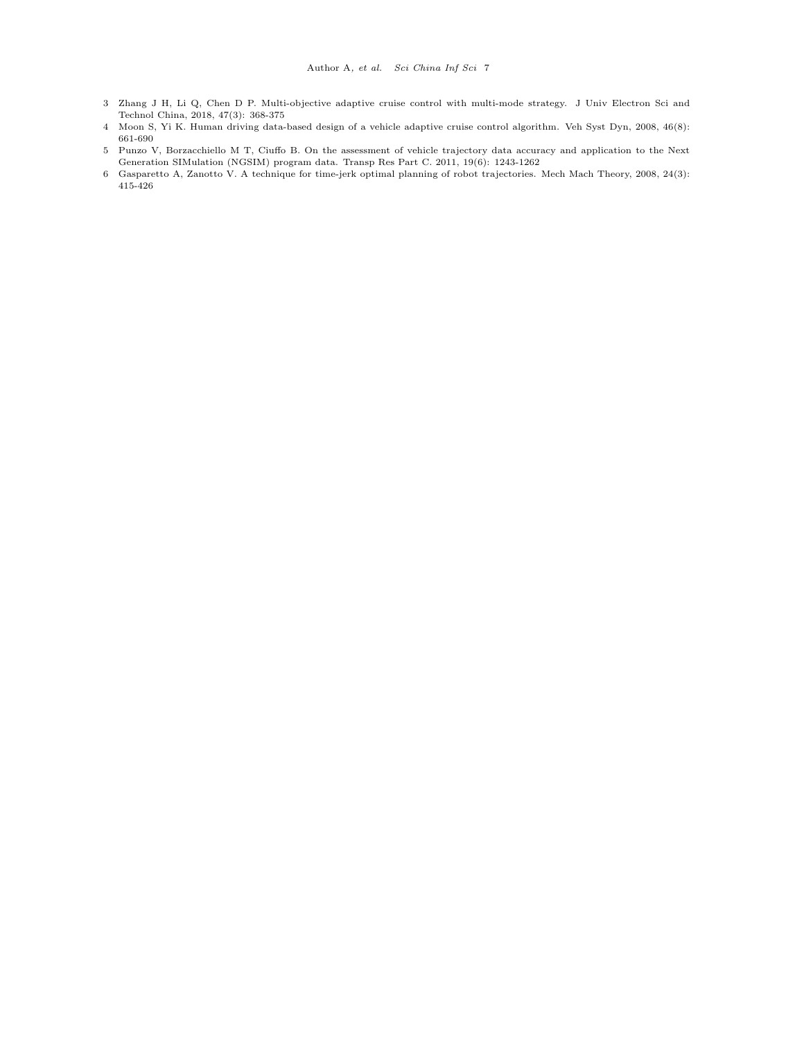3 Zhang J H, Li Q, Chen D P. Multi-objective adaptive cruise control with multi-mode strategy. J Univ Electron Sci and Technol China, 2018, 47(3): 368-375

4 Moon S, Yi K. Human driving data-based design of a vehicle adaptive cruise control algorithm. Veh Syst Dyn, 2008, 46(8): 661-690

5 Punzo V, Borzacchiello M T, Ciuffo B. On the assessment of vehicle trajectory data accuracy and application to the Next Generation SIMulation (NGSIM) program data. Transp Res Part C. 2011, 19(6): 1243-1262

6 Gasparetto A, Zanotto V. A technique for time-jerk optimal planning of robot trajectories. Mech Mach Theory, 2008, 24(3): 415-426